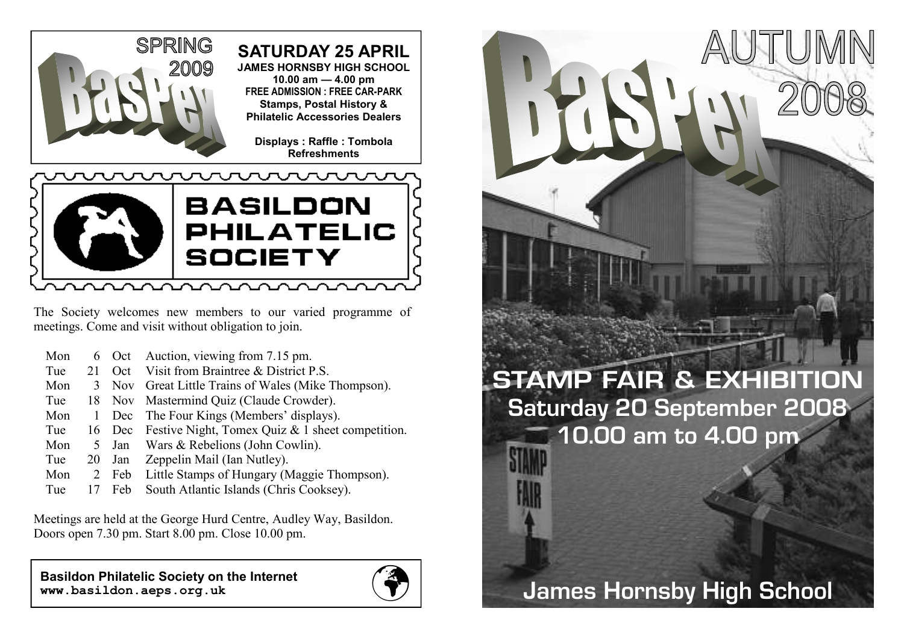SPRING 2009

BasPex

## SATURDAY 25 APRIL

**JAMES HORNSBY HIGH SCHOOL**
**10.00 am — 4.00 pm**
**FREE ADMISSION : FREE CAR-PARK**
**Stamps, Postal History & Philatelic Accessories Dealers**

**Displays : Raffle : Tombola Refreshments**

# BASILDON PHILATELIC SOCIETY

The Society welcomes new members to our varied programme of meetings. Come and visit without obligation to join.

| | | | |
|---|---|---|---|
| Mon | 6 | Oct | Auction, viewing from 7.15 pm. |
| Tue | 21 | Oct | Visit from Braintree & District P.S. |
| Mon | 3 | Nov | Great Little Trains of Wales (Mike Thompson). |
| Tue | 18 | Nov | Mastermind Quiz (Claude Crowder). |
| Mon | 1 | Dec | The Four Kings (Members' displays). |
| Tue | 16 | Dec | Festive Night, Tomex Quiz & 1 sheet competition. |
| Mon | 5 | Jan | Wars & Rebelions (John Cowlin). |
| Tue | 20 | Jan | Zeppelin Mail (Ian Nutley). |
| Mon | 2 | Feb | Little Stamps of Hungary (Maggie Thompson). |
| Tue | 17 | Feb | South Atlantic Islands (Chris Cooksey). |

Meetings are held at the George Hurd Centre, Audley Way, Basildon.
Doors open 7.30 pm. Start 8.00 pm. Close 10.00 pm.

**Basildon Philatelic Society on the Internet**
**www.basildon.aeps.org.uk**

BasPex AUTUMN 2008

# STAMP FAIR & EXHIBITION

## Saturday 20 September 2008
## 10.00 am to 4.00 pm

STAMP FAIR

## James Hornsby High School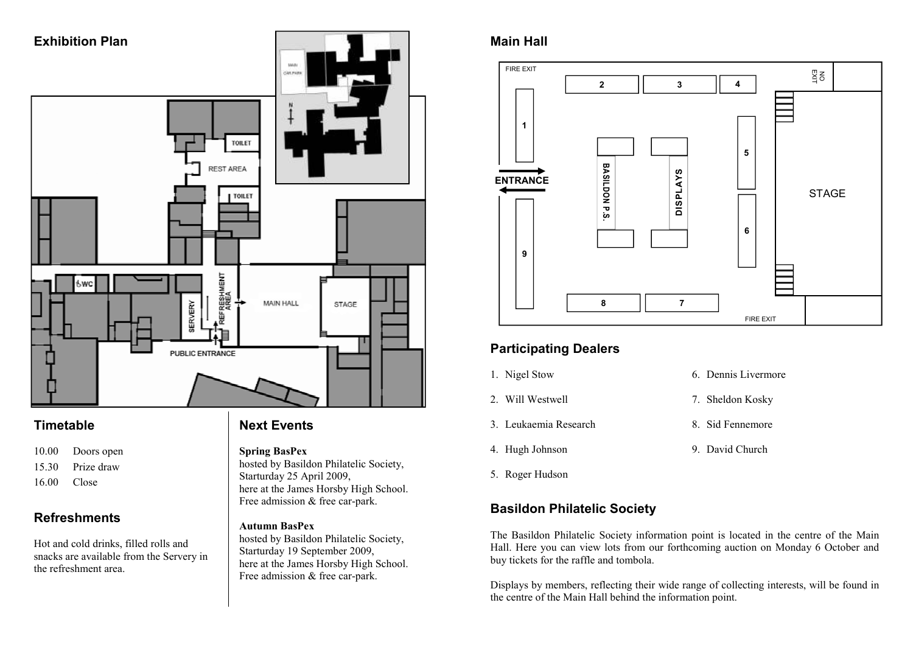## Exhibition Plan

MAIN CAR PARK

N

TOILET

REST AREA

TOILET

WC

SERVERY

REFRESHMENT AREA

MAIN HALL

STAGE

PUBLIC ENTRANCE

## Timetable

10.00 Doors open
15.30 Prize draw
16.00 Close

## Refreshments

Hot and cold drinks, filled rolls and snacks are available from the Servery in the refreshment area.

## Next Events

**Spring BasPex**
hosted by Basildon Philatelic Society,
Starturday 25 April 2009,
here at the James Horsby High School.
Free admission & free car-park.

**Autumn BasPex**
hosted by Basildon Philatelic Society,
Starturday 19 September 2009,
here at the James Horsby High School.
Free admission & free car-park.

## Main Hall

FIRE EXIT

NO EXIT

2 3 4

1

5

ENTRANCE

BASILDON P.S.

DISPLAYS

STAGE

6

9

8 7

FIRE EXIT

## Participating Dealers

1. Nigel Stow
2. Will Westwell
3. Leukaemia Research
4. Hugh Johnson
5. Roger Hudson
6. Dennis Livermore
7. Sheldon Kosky
8. Sid Fennemore
9. David Church

## Basildon Philatelic Society

The Basildon Philatelic Society information point is located in the centre of the Main Hall. Here you can view lots from our forthcoming auction on Monday 6 October and buy tickets for the raffle and tombola.

Displays by members, reflecting their wide range of collecting interests, will be found in the centre of the Main Hall behind the information point.